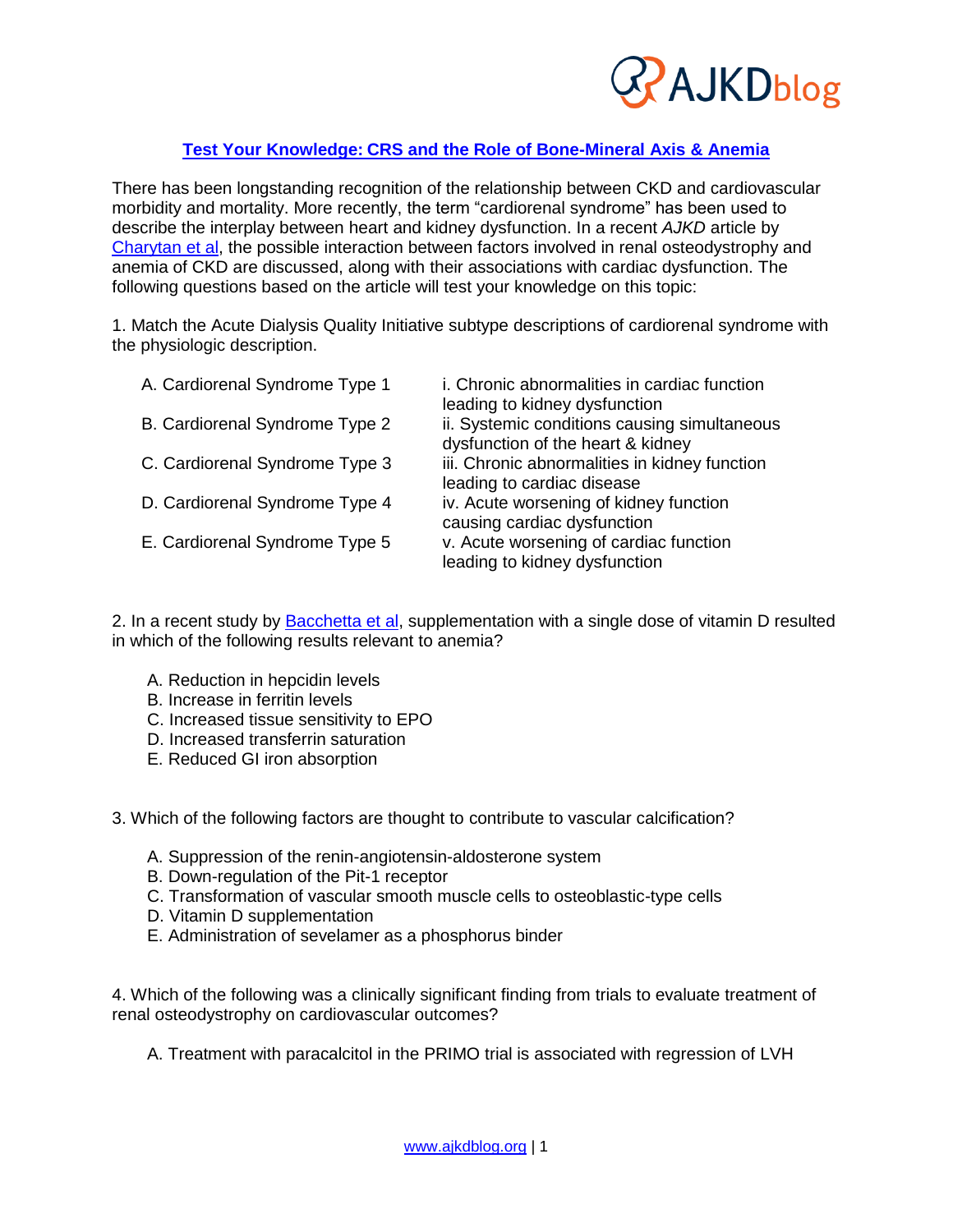## [Test Your Knowledge: CRS and the Role of Bone-Mineral Axis & Anemia]

There has been longstanding recognition of the relationship between CKD and cardiovascular morbidity and mortality. More recently, the term "cardiorenal syndrome" has been used to describe the interplay between heart and kidney dysfunction. In a recent *AJKD* article by Charytan et al, the possible interaction between factors involved in renal osteodystrophy and anemia of CKD are discussed, along with their associations with cardiac dysfunction. The following questions based on the article will test your knowledge on this topic:

1. Match the Acute Dialysis Quality Initiative subtype descriptions of cardiorenal syndrome with the physiologic description.

| | |
|---|---|
| A. Cardiorenal Syndrome Type 1 | i. Chronic abnormalities in cardiac function leading to kidney dysfunction |
| B. Cardiorenal Syndrome Type 2 | ii. Systemic conditions causing simultaneous dysfunction of the heart & kidney |
| C. Cardiorenal Syndrome Type 3 | iii. Chronic abnormalities in kidney function leading to cardiac disease |
| D. Cardiorenal Syndrome Type 4 | iv. Acute worsening of kidney function causing cardiac dysfunction |
| E. Cardiorenal Syndrome Type 5 | v. Acute worsening of cardiac function leading to kidney dysfunction |

2. In a recent study by Bacchetta et al, supplementation with a single dose of vitamin D resulted in which of the following results relevant to anemia?

   A. Reduction in hepcidin levels
   B. Increase in ferritin levels
   C. Increased tissue sensitivity to EPO
   D. Increased transferrin saturation
   E. Reduced GI iron absorption

3. Which of the following factors are thought to contribute to vascular calcification?

   A. Suppression of the renin-angiotensin-aldosterone system
   B. Down-regulation of the Pit-1 receptor
   C. Transformation of vascular smooth muscle cells to osteoblastic-type cells
   D. Vitamin D supplementation
   E. Administration of sevelamer as a phosphorus binder

4. Which of the following was a clinically significant finding from trials to evaluate treatment of renal osteodystrophy on cardiovascular outcomes?

   A. Treatment with paracalcitol in the PRIMO trial is associated with regression of LVH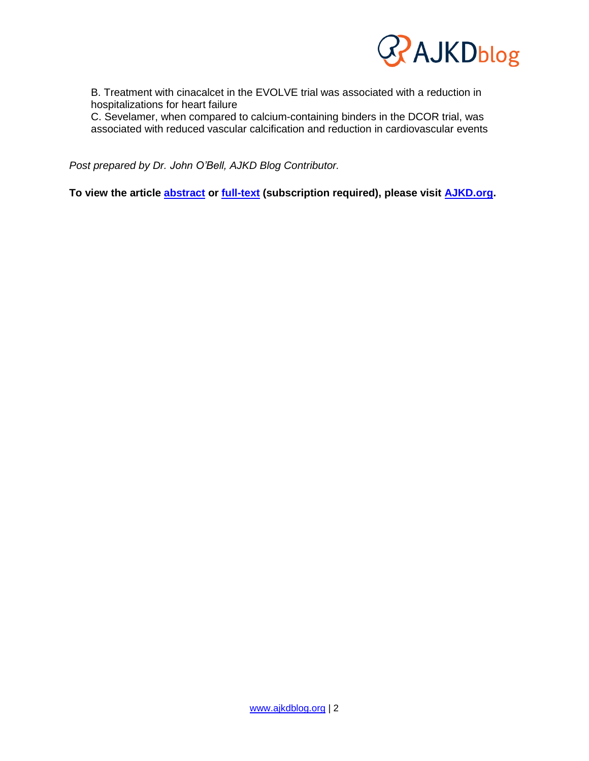B. Treatment with cinacalcet in the EVOLVE trial was associated with a reduction in hospitalizations for heart failure
C. Sevelamer, when compared to calcium-containing binders in the DCOR trial, was associated with reduced vascular calcification and reduction in cardiovascular events

*Post prepared by Dr. John O'Bell, AJKD Blog Contributor.*

**To view the article abstract or full-text (subscription required), please visit AJKD.org.**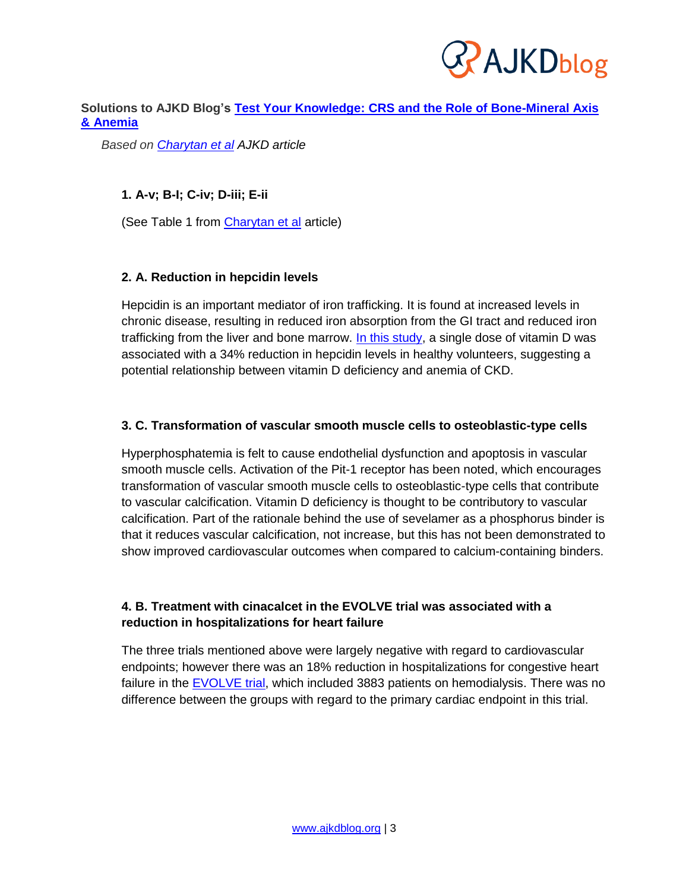**Solutions to AJKD Blog's Test Your Knowledge: CRS and the Role of Bone-Mineral Axis & Anemia**

*Based on Charytan et al AJKD article*

**1. A-v; B-I; C-iv; D-iii; E-ii**

(See Table 1 from Charytan et al article)

**2. A. Reduction in hepcidin levels**

Hepcidin is an important mediator of iron trafficking. It is found at increased levels in chronic disease, resulting in reduced iron absorption from the GI tract and reduced iron trafficking from the liver and bone marrow. In this study, a single dose of vitamin D was associated with a 34% reduction in hepcidin levels in healthy volunteers, suggesting a potential relationship between vitamin D deficiency and anemia of CKD.

**3. C. Transformation of vascular smooth muscle cells to osteoblastic-type cells**

Hyperphosphatemia is felt to cause endothelial dysfunction and apoptosis in vascular smooth muscle cells. Activation of the Pit-1 receptor has been noted, which encourages transformation of vascular smooth muscle cells to osteoblastic-type cells that contribute to vascular calcification. Vitamin D deficiency is thought to be contributory to vascular calcification. Part of the rationale behind the use of sevelamer as a phosphorus binder is that it reduces vascular calcification, not increase, but this has not been demonstrated to show improved cardiovascular outcomes when compared to calcium-containing binders.

**4. B. Treatment with cinacalcet in the EVOLVE trial was associated with a reduction in hospitalizations for heart failure**

The three trials mentioned above were largely negative with regard to cardiovascular endpoints; however there was an 18% reduction in hospitalizations for congestive heart failure in the EVOLVE trial, which included 3883 patients on hemodialysis. There was no difference between the groups with regard to the primary cardiac endpoint in this trial.